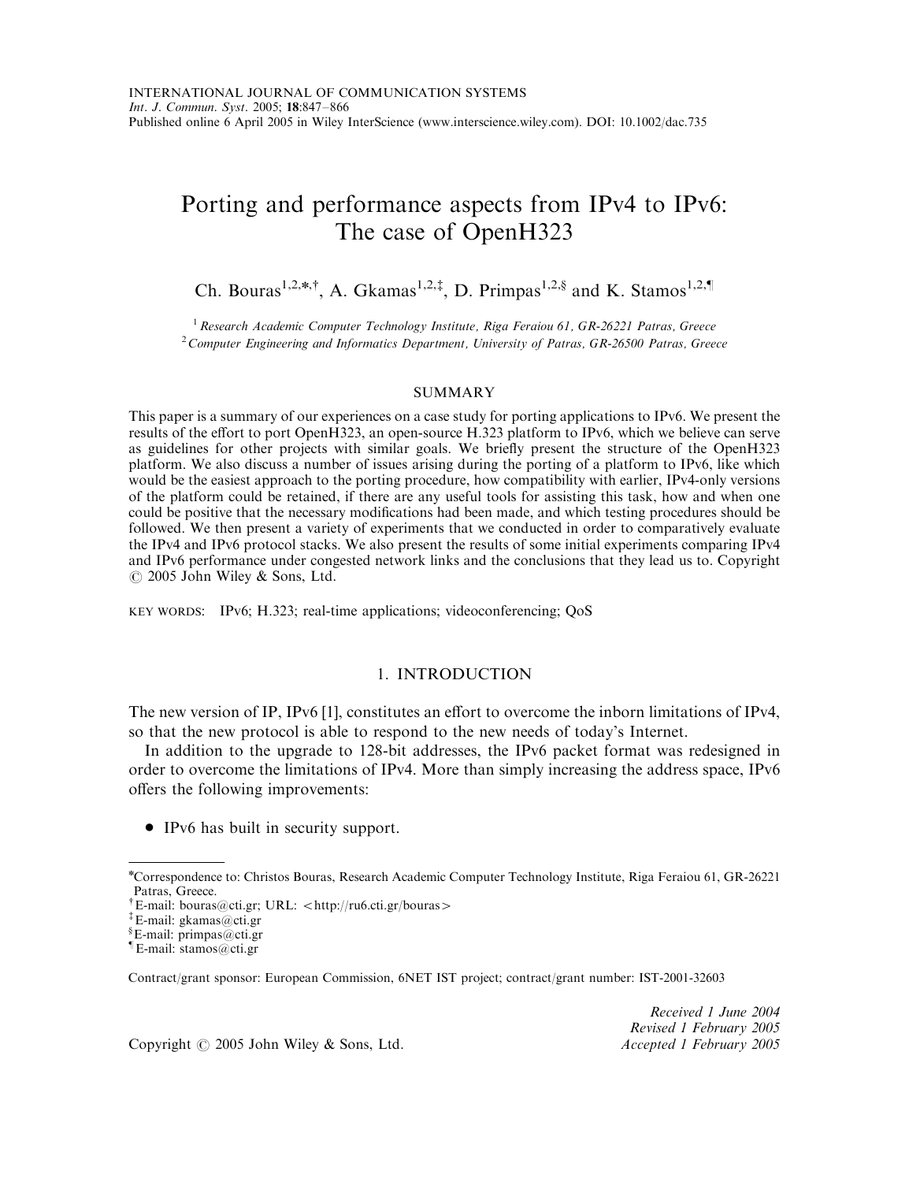# Porting and performance aspects from IPv4 to IPv6: The case of OpenH323

Ch. Bouras[1,2,*,†], A. Gkamas[1,2,‡], D. Primpas[1,2,§] and K. Stamos[1,2,¶]

[1] *Research Academic Computer Technology Institute, Riga Feraiou 61, GR-26221 Patras, Greece*
[2] *Computer Engineering and Informatics Department, University of Patras, GR-26500 Patras, Greece*

## SUMMARY

This paper is a summary of our experiences on a case study for porting applications to IPv6. We present the results of the effort to port OpenH323, an open-source H.323 platform to IPv6, which we believe can serve as guidelines for other projects with similar goals. We briefly present the structure of the OpenH323 platform. We also discuss a number of issues arising during the porting of a platform to IPv6, like which would be the easiest approach to the porting procedure, how compatibility with earlier, IPv4-only versions of the platform could be retained, if there are any useful tools for assisting this task, how and when one could be positive that the necessary modifications had been made, and which testing procedures should be followed. We then present a variety of experiments that we conducted in order to comparatively evaluate the IPv4 and IPv6 protocol stacks. We also present the results of some initial experiments comparing IPv4 and IPv6 performance under congested network links and the conclusions that they lead us to. Copyright © 2005 John Wiley & Sons, Ltd.

KEY WORDS: IPv6; H.323; real-time applications; videoconferencing; QoS

## 1. INTRODUCTION

The new version of IP, IPv6 [1], constitutes an effort to overcome the inborn limitations of IPv4, so that the new protocol is able to respond to the new needs of today's Internet.

In addition to the upgrade to 128-bit addresses, the IPv6 packet format was redesigned in order to overcome the limitations of IPv4. More than simply increasing the address space, IPv6 offers the following improvements:

- IPv6 has built in security support.

---

*Correspondence to: Christos Bouras, Research Academic Computer Technology Institute, Riga Feraiou 61, GR-26221 Patras, Greece.
† E-mail: bouras@cti.gr; URL: <http://ru6.cti.gr/bouras>
‡ E-mail: gkamas@cti.gr
§ E-mail: primpas@cti.gr
¶ E-mail: stamos@cti.gr

Contract/grant sponsor: European Commission, 6NET IST project; contract/grant number: IST-2001-32603

*Received 1 June 2004*
*Revised 1 February 2005*
*Accepted 1 February 2005*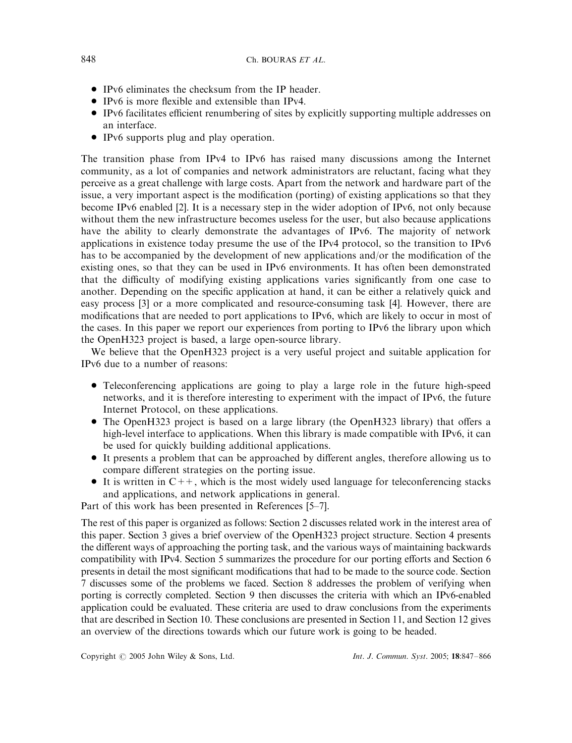- IPv6 eliminates the checksum from the IP header.
- IPv6 is more flexible and extensible than IPv4.
- IPv6 facilitates efficient renumbering of sites by explicitly supporting multiple addresses on an interface.
- IPv6 supports plug and play operation.

The transition phase from IPv4 to IPv6 has raised many discussions among the Internet community, as a lot of companies and network administrators are reluctant, facing what they perceive as a great challenge with large costs. Apart from the network and hardware part of the issue, a very important aspect is the modification (porting) of existing applications so that they become IPv6 enabled [2]. It is a necessary step in the wider adoption of IPv6, not only because without them the new infrastructure becomes useless for the user, but also because applications have the ability to clearly demonstrate the advantages of IPv6. The majority of network applications in existence today presume the use of the IPv4 protocol, so the transition to IPv6 has to be accompanied by the development of new applications and/or the modification of the existing ones, so that they can be used in IPv6 environments. It has often been demonstrated that the difficulty of modifying existing applications varies significantly from one case to another. Depending on the specific application at hand, it can be either a relatively quick and easy process [3] or a more complicated and resource-consuming task [4]. However, there are modifications that are needed to port applications to IPv6, which are likely to occur in most of the cases. In this paper we report our experiences from porting to IPv6 the library upon which the OpenH323 project is based, a large open-source library.

We believe that the OpenH323 project is a very useful project and suitable application for IPv6 due to a number of reasons:

- Teleconferencing applications are going to play a large role in the future high-speed networks, and it is therefore interesting to experiment with the impact of IPv6, the future Internet Protocol, on these applications.
- The OpenH323 project is based on a large library (the OpenH323 library) that offers a high-level interface to applications. When this library is made compatible with IPv6, it can be used for quickly building additional applications.
- It presents a problem that can be approached by different angles, therefore allowing us to compare different strategies on the porting issue.
- It is written in C++, which is the most widely used language for teleconferencing stacks and applications, and network applications in general.

Part of this work has been presented in References [5–7].

The rest of this paper is organized as follows: Section 2 discusses related work in the interest area of this paper. Section 3 gives a brief overview of the OpenH323 project structure. Section 4 presents the different ways of approaching the porting task, and the various ways of maintaining backwards compatibility with IPv4. Section 5 summarizes the procedure for our porting efforts and Section 6 presents in detail the most significant modifications that had to be made to the source code. Section 7 discusses some of the problems we faced. Section 8 addresses the problem of verifying when porting is correctly completed. Section 9 then discusses the criteria with which an IPv6-enabled application could be evaluated. These criteria are used to draw conclusions from the experiments that are described in Section 10. These conclusions are presented in Section 11, and Section 12 gives an overview of the directions towards which our future work is going to be headed.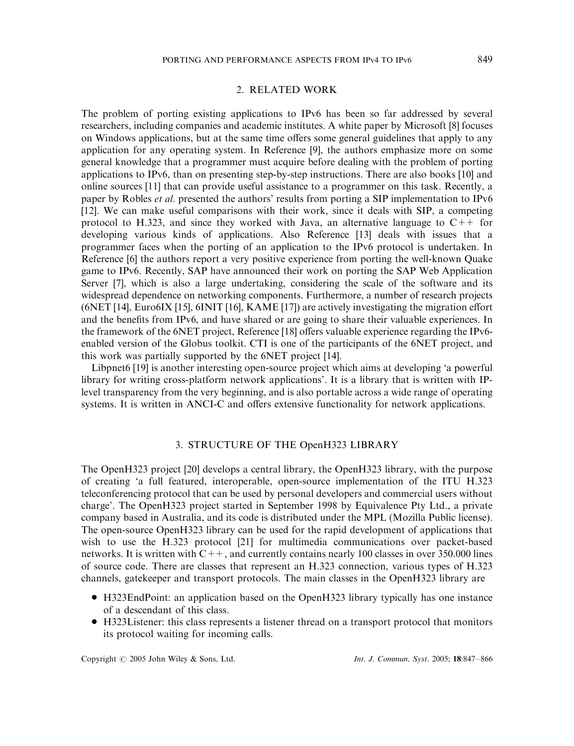## 2. RELATED WORK

The problem of porting existing applications to IPv6 has been so far addressed by several researchers, including companies and academic institutes. A white paper by Microsoft [8] focuses on Windows applications, but at the same time offers some general guidelines that apply to any application for any operating system. In Reference [9], the authors emphasize more on some general knowledge that a programmer must acquire before dealing with the problem of porting applications to IPv6, than on presenting step-by-step instructions. There are also books [10] and online sources [11] that can provide useful assistance to a programmer on this task. Recently, a paper by Robles *et al.* presented the authors' results from porting a SIP implementation to IPv6 [12]. We can make useful comparisons with their work, since it deals with SIP, a competing protocol to H.323, and since they worked with Java, an alternative language to C++ for developing various kinds of applications. Also Reference [13] deals with issues that a programmer faces when the porting of an application to the IPv6 protocol is undertaken. In Reference [6] the authors report a very positive experience from porting the well-known Quake game to IPv6. Recently, SAP have announced their work on porting the SAP Web Application Server [7], which is also a large undertaking, considering the scale of the software and its widespread dependence on networking components. Furthermore, a number of research projects (6NET [14], Euro6IX [15], 6INIT [16], KAME [17]) are actively investigating the migration effort and the benefits from IPv6, and have shared or are going to share their valuable experiences. In the framework of the 6NET project, Reference [18] offers valuable experience regarding the IPv6-enabled version of the Globus toolkit. CTI is one of the participants of the 6NET project, and this work was partially supported by the 6NET project [14].

Libpnet6 [19] is another interesting open-source project which aims at developing 'a powerful library for writing cross-platform network applications'. It is a library that is written with IP-level transparency from the very beginning, and is also portable across a wide range of operating systems. It is written in ANCI-C and offers extensive functionality for network applications.

## 3. STRUCTURE OF THE OpenH323 LIBRARY

The OpenH323 project [20] develops a central library, the OpenH323 library, with the purpose of creating 'a full featured, interoperable, open-source implementation of the ITU H.323 teleconferencing protocol that can be used by personal developers and commercial users without charge'. The OpenH323 project started in September 1998 by Equivalence Pty Ltd., a private company based in Australia, and its code is distributed under the MPL (Mozilla Public license). The open-source OpenH323 library can be used for the rapid development of applications that wish to use the H.323 protocol [21] for multimedia communications over packet-based networks. It is written with C++, and currently contains nearly 100 classes in over 350.000 lines of source code. There are classes that represent an H.323 connection, various types of H.323 channels, gatekeeper and transport protocols. The main classes in the OpenH323 library are

- H323EndPoint: an application based on the OpenH323 library typically has one instance of a descendant of this class.
- H323Listener: this class represents a listener thread on a transport protocol that monitors its protocol waiting for incoming calls.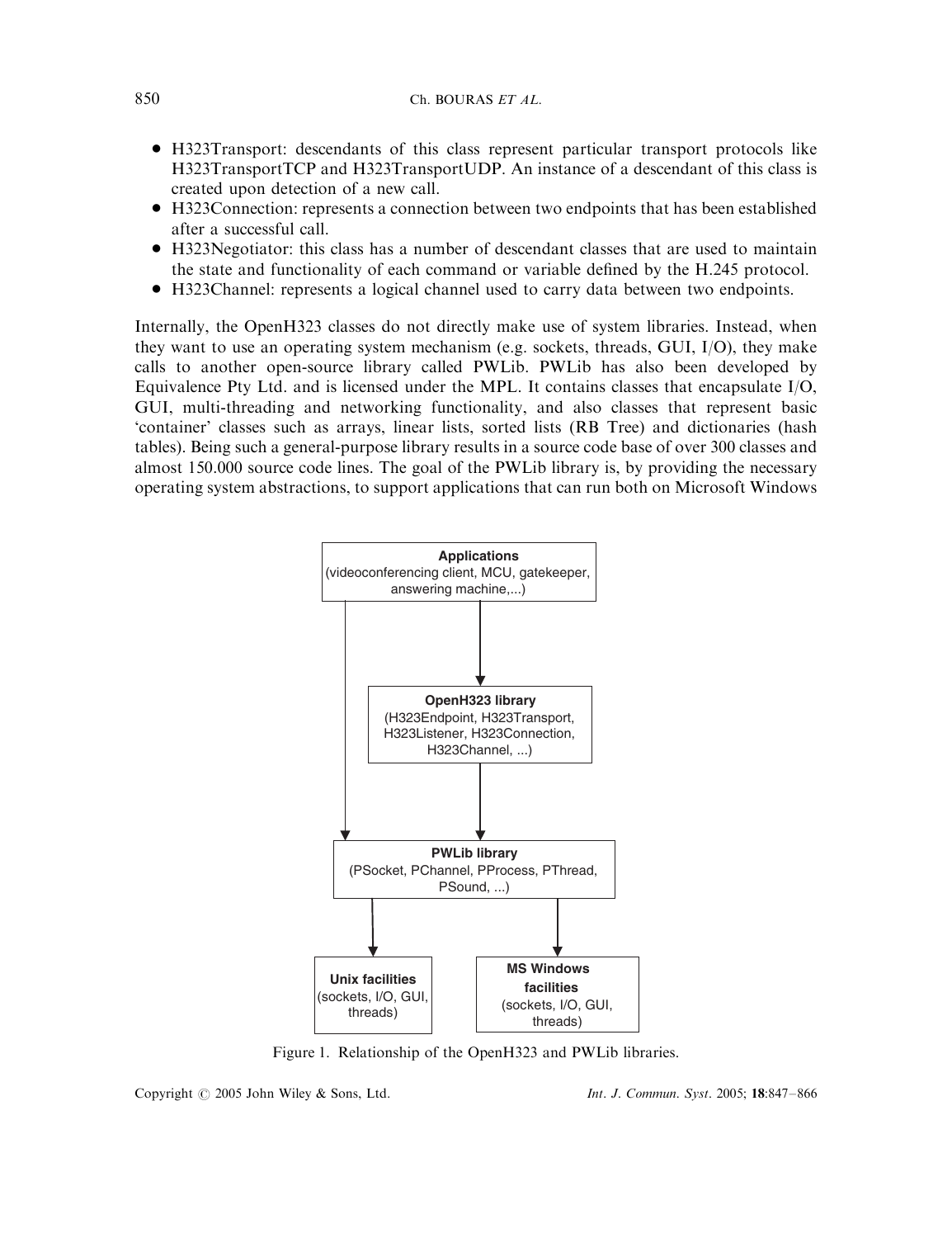- H323Transport: descendants of this class represent particular transport protocols like H323TransportTCP and H323TransportUDP. An instance of a descendant of this class is created upon detection of a new call.
- H323Connection: represents a connection between two endpoints that has been established after a successful call.
- H323Negotiator: this class has a number of descendant classes that are used to maintain the state and functionality of each command or variable defined by the H.245 protocol.
- H323Channel: represents a logical channel used to carry data between two endpoints.

Internally, the OpenH323 classes do not directly make use of system libraries. Instead, when they want to use an operating system mechanism (e.g. sockets, threads, GUI, I/O), they make calls to another open-source library called PWLib. PWLib has also been developed by Equivalence Pty Ltd. and is licensed under the MPL. It contains classes that encapsulate I/O, GUI, multi-threading and networking functionality, and also classes that represent basic 'container' classes such as arrays, linear lists, sorted lists (RB Tree) and dictionaries (hash tables). Being such a general-purpose library results in a source code base of over 300 classes and almost 150.000 source code lines. The goal of the PWLib library is, by providing the necessary operating system abstractions, to support applications that can run both on Microsoft Windows

**Applications** (videoconferencing client, MCU, gatekeeper, answering machine,...)

**OpenH323 library** (H323Endpoint, H323Transport, H323Listener, H323Connection, H323Channel, ...)

**PWLib library** (PSocket, PChannel, PProcess, PThread, PSound, ...)

**Unix facilities** (sockets, I/O, GUI, threads)

**MS Windows facilities** (sockets, I/O, GUI, threads)

Figure 1. Relationship of the OpenH323 and PWLib libraries.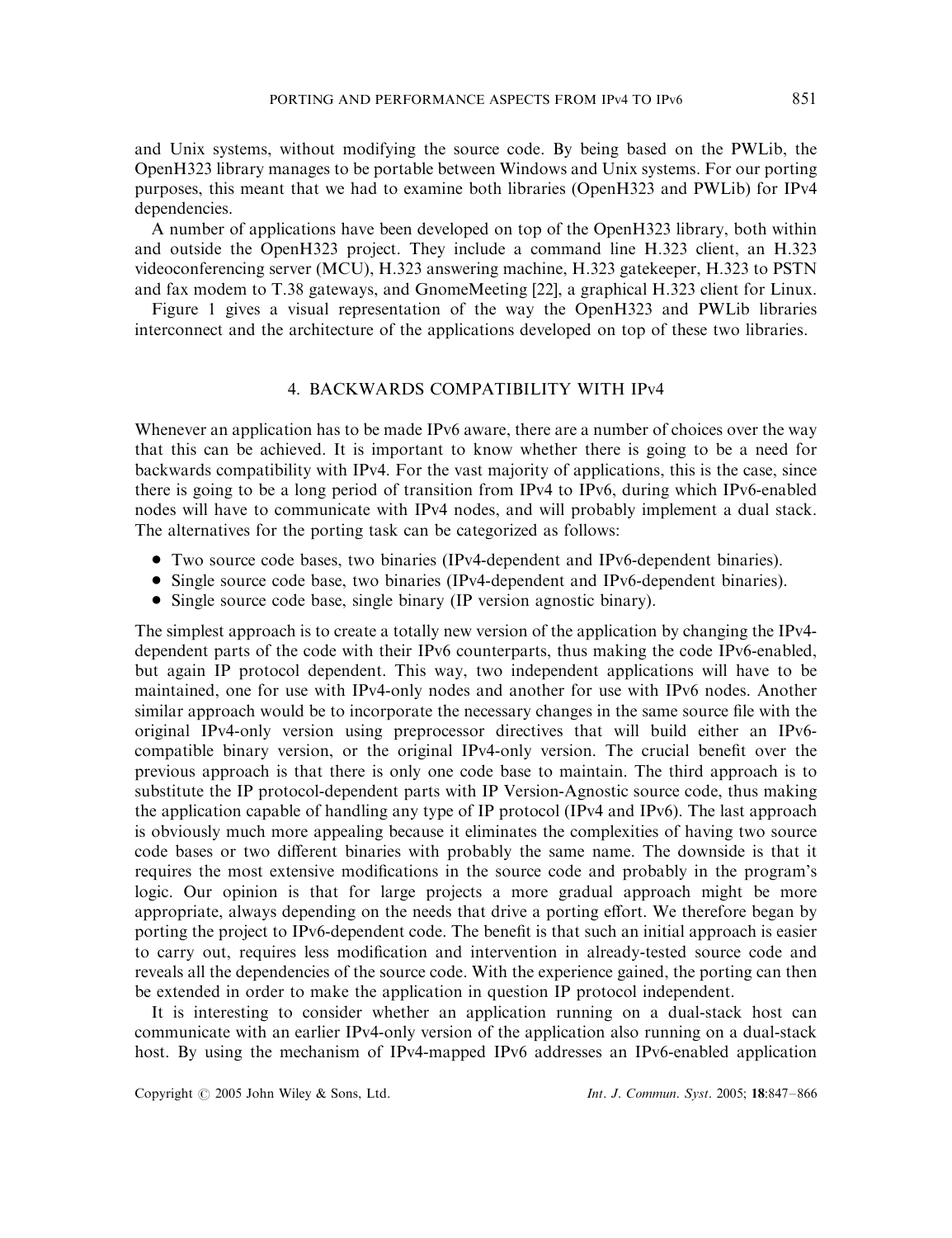and Unix systems, without modifying the source code. By being based on the PWLib, the OpenH323 library manages to be portable between Windows and Unix systems. For our porting purposes, this meant that we had to examine both libraries (OpenH323 and PWLib) for IPv4 dependencies.

A number of applications have been developed on top of the OpenH323 library, both within and outside the OpenH323 project. They include a command line H.323 client, an H.323 videoconferencing server (MCU), H.323 answering machine, H.323 gatekeeper, H.323 to PSTN and fax modem to T.38 gateways, and GnomeMeeting [22], a graphical H.323 client for Linux.

Figure 1 gives a visual representation of the way the OpenH323 and PWLib libraries interconnect and the architecture of the applications developed on top of these two libraries.

## 4. BACKWARDS COMPATIBILITY WITH IPv4

Whenever an application has to be made IPv6 aware, there are a number of choices over the way that this can be achieved. It is important to know whether there is going to be a need for backwards compatibility with IPv4. For the vast majority of applications, this is the case, since there is going to be a long period of transition from IPv4 to IPv6, during which IPv6-enabled nodes will have to communicate with IPv4 nodes, and will probably implement a dual stack. The alternatives for the porting task can be categorized as follows:

- Two source code bases, two binaries (IPv4-dependent and IPv6-dependent binaries).
- Single source code base, two binaries (IPv4-dependent and IPv6-dependent binaries).
- Single source code base, single binary (IP version agnostic binary).

The simplest approach is to create a totally new version of the application by changing the IPv4-dependent parts of the code with their IPv6 counterparts, thus making the code IPv6-enabled, but again IP protocol dependent. This way, two independent applications will have to be maintained, one for use with IPv4-only nodes and another for use with IPv6 nodes. Another similar approach would be to incorporate the necessary changes in the same source file with the original IPv4-only version using preprocessor directives that will build either an IPv6-compatible binary version, or the original IPv4-only version. The crucial benefit over the previous approach is that there is only one code base to maintain. The third approach is to substitute the IP protocol-dependent parts with IP Version-Agnostic source code, thus making the application capable of handling any type of IP protocol (IPv4 and IPv6). The last approach is obviously much more appealing because it eliminates the complexities of having two source code bases or two different binaries with probably the same name. The downside is that it requires the most extensive modifications in the source code and probably in the program's logic. Our opinion is that for large projects a more gradual approach might be more appropriate, always depending on the needs that drive a porting effort. We therefore began by porting the project to IPv6-dependent code. The benefit is that such an initial approach is easier to carry out, requires less modification and intervention in already-tested source code and reveals all the dependencies of the source code. With the experience gained, the porting can then be extended in order to make the application in question IP protocol independent.

It is interesting to consider whether an application running on a dual-stack host can communicate with an earlier IPv4-only version of the application also running on a dual-stack host. By using the mechanism of IPv4-mapped IPv6 addresses an IPv6-enabled application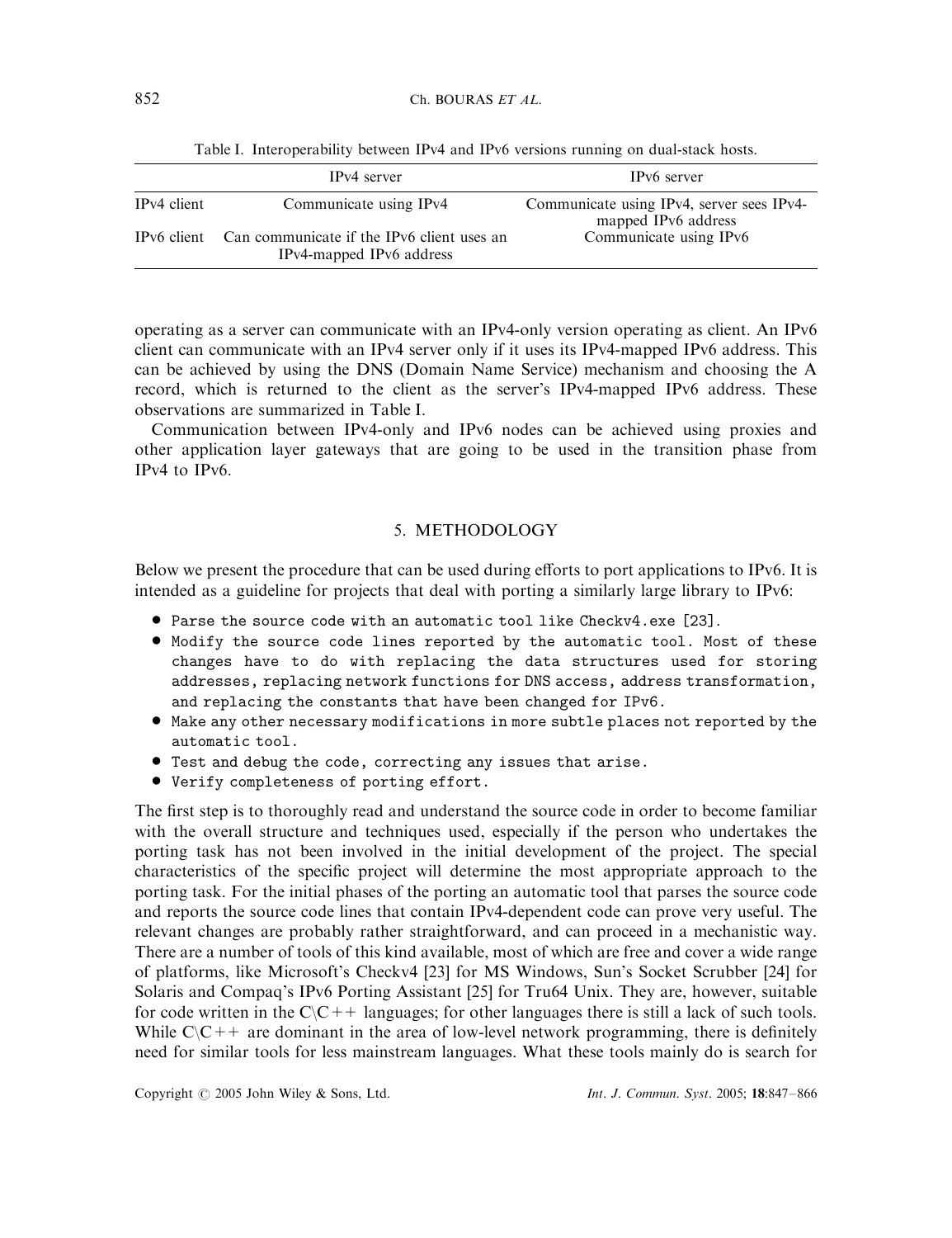Table I. Interoperability between IPv4 and IPv6 versions running on dual-stack hosts.

| | IPv4 server | IPv6 server |
|---|---|---|
| IPv4 client | Communicate using IPv4 | Communicate using IPv4, server sees IPv4-mapped IPv6 address |
| IPv6 client | Can communicate if the IPv6 client uses an IPv4-mapped IPv6 address | Communicate using IPv6 |

operating as a server can communicate with an IPv4-only version operating as client. An IPv6 client can communicate with an IPv4 server only if it uses its IPv4-mapped IPv6 address. This can be achieved by using the DNS (Domain Name Service) mechanism and choosing the A record, which is returned to the client as the server's IPv4-mapped IPv6 address. These observations are summarized in Table I.

Communication between IPv4-only and IPv6 nodes can be achieved using proxies and other application layer gateways that are going to be used in the transition phase from IPv4 to IPv6.

## 5. METHODOLOGY

Below we present the procedure that can be used during efforts to port applications to IPv6. It is intended as a guideline for projects that deal with porting a similarly large library to IPv6:

- Parse the source code with an automatic tool like Checkv4.exe [23].
- Modify the source code lines reported by the automatic tool. Most of these changes have to do with replacing the data structures used for storing addresses, replacing network functions for DNS access, address transformation, and replacing the constants that have been changed for IPv6.
- Make any other necessary modifications in more subtle places not reported by the automatic tool.
- Test and debug the code, correcting any issues that arise.
- Verify completeness of porting effort.

The first step is to thoroughly read and understand the source code in order to become familiar with the overall structure and techniques used, especially if the person who undertakes the porting task has not been involved in the initial development of the project. The special characteristics of the specific project will determine the most appropriate approach to the porting task. For the initial phases of the porting an automatic tool that parses the source code and reports the source code lines that contain IPv4-dependent code can prove very useful. The relevant changes are probably rather straightforward, and can proceed in a mechanistic way. There are a number of tools of this kind available, most of which are free and cover a wide range of platforms, like Microsoft's Checkv4 [23] for MS Windows, Sun's Socket Scrubber [24] for Solaris and Compaq's IPv6 Porting Assistant [25] for Tru64 Unix. They are, however, suitable for code written in the C\C++ languages; for other languages there is still a lack of such tools. While C\C++ are dominant in the area of low-level network programming, there is definitely need for similar tools for less mainstream languages. What these tools mainly do is search for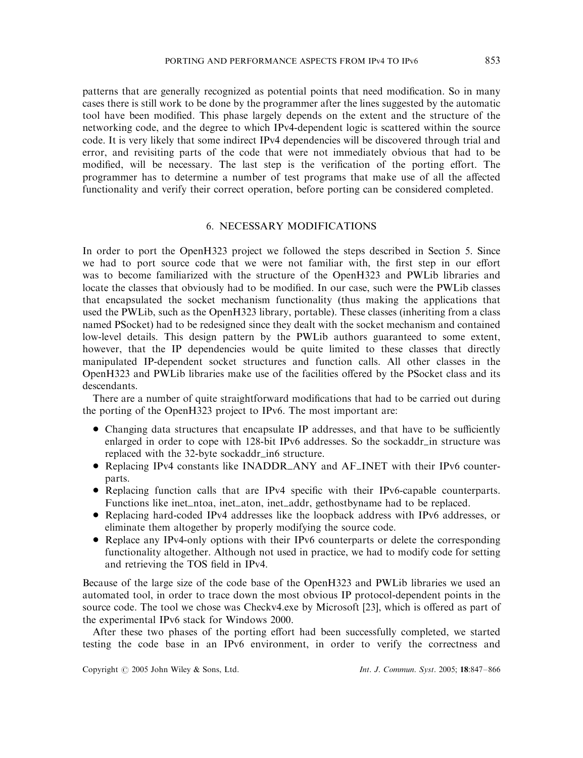patterns that are generally recognized as potential points that need modification. So in many cases there is still work to be done by the programmer after the lines suggested by the automatic tool have been modified. This phase largely depends on the extent and the structure of the networking code, and the degree to which IPv4-dependent logic is scattered within the source code. It is very likely that some indirect IPv4 dependencies will be discovered through trial and error, and revisiting parts of the code that were not immediately obvious that had to be modified, will be necessary. The last step is the verification of the porting effort. The programmer has to determine a number of test programs that make use of all the affected functionality and verify their correct operation, before porting can be considered completed.

## 6. NECESSARY MODIFICATIONS

In order to port the OpenH323 project we followed the steps described in Section 5. Since we had to port source code that we were not familiar with, the first step in our effort was to become familiarized with the structure of the OpenH323 and PWLib libraries and locate the classes that obviously had to be modified. In our case, such were the PWLib classes that encapsulated the socket mechanism functionality (thus making the applications that used the PWLib, such as the OpenH323 library, portable). These classes (inheriting from a class named PSocket) had to be redesigned since they dealt with the socket mechanism and contained low-level details. This design pattern by the PWLib authors guaranteed to some extent, however, that the IP dependencies would be quite limited to these classes that directly manipulated IP-dependent socket structures and function calls. All other classes in the OpenH323 and PWLib libraries make use of the facilities offered by the PSocket class and its descendants.

There are a number of quite straightforward modifications that had to be carried out during the porting of the OpenH323 project to IPv6. The most important are:

- Changing data structures that encapsulate IP addresses, and that have to be sufficiently enlarged in order to cope with 128-bit IPv6 addresses. So the sockaddr_in structure was replaced with the 32-byte sockaddr_in6 structure.
- Replacing IPv4 constants like INADDR_ANY and AF_INET with their IPv6 counterparts.
- Replacing function calls that are IPv4 specific with their IPv6-capable counterparts. Functions like inet_ntoa, inet_aton, inet_addr, gethostbyname had to be replaced.
- Replacing hard-coded IPv4 addresses like the loopback address with IPv6 addresses, or eliminate them altogether by properly modifying the source code.
- Replace any IPv4-only options with their IPv6 counterparts or delete the corresponding functionality altogether. Although not used in practice, we had to modify code for setting and retrieving the TOS field in IPv4.

Because of the large size of the code base of the OpenH323 and PWLib libraries we used an automated tool, in order to trace down the most obvious IP protocol-dependent points in the source code. The tool we chose was Checkv4.exe by Microsoft [23], which is offered as part of the experimental IPv6 stack for Windows 2000.

After these two phases of the porting effort had been successfully completed, we started testing the code base in an IPv6 environment, in order to verify the correctness and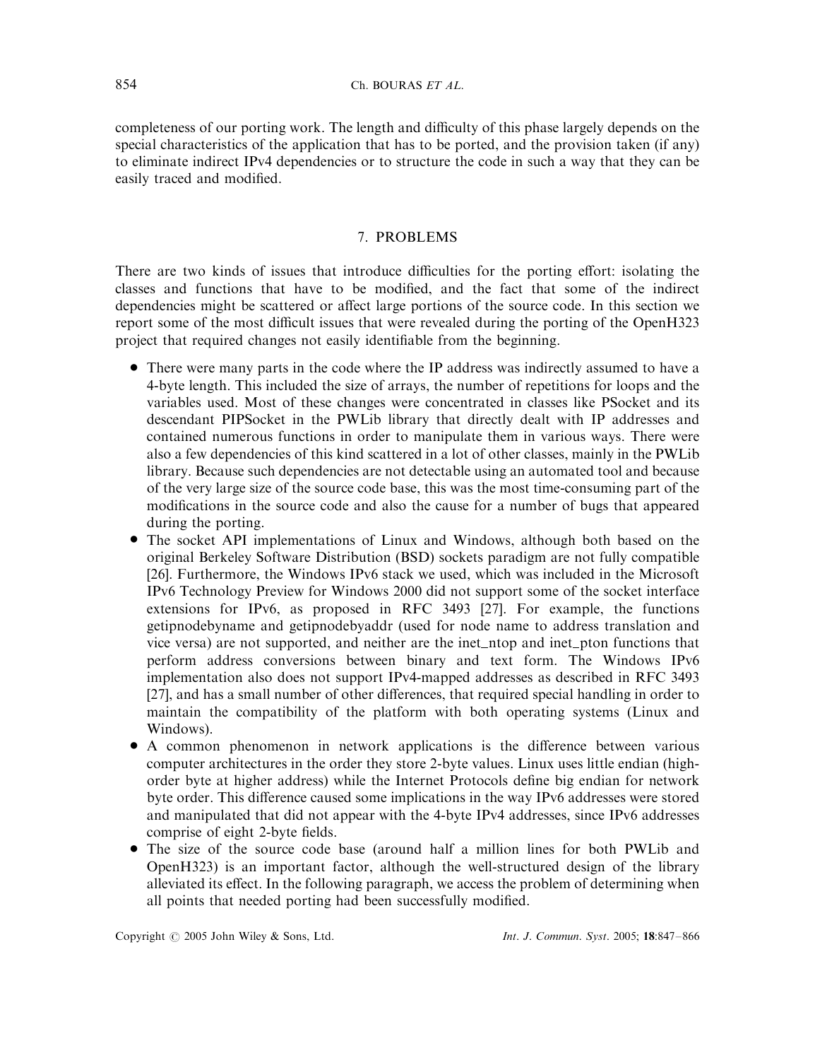completeness of our porting work. The length and difficulty of this phase largely depends on the special characteristics of the application that has to be ported, and the provision taken (if any) to eliminate indirect IPv4 dependencies or to structure the code in such a way that they can be easily traced and modified.

## 7. PROBLEMS

There are two kinds of issues that introduce difficulties for the porting effort: isolating the classes and functions that have to be modified, and the fact that some of the indirect dependencies might be scattered or affect large portions of the source code. In this section we report some of the most difficult issues that were revealed during the porting of the OpenH323 project that required changes not easily identifiable from the beginning.

- There were many parts in the code where the IP address was indirectly assumed to have a 4-byte length. This included the size of arrays, the number of repetitions for loops and the variables used. Most of these changes were concentrated in classes like PSocket and its descendant PIPSocket in the PWLib library that directly dealt with IP addresses and contained numerous functions in order to manipulate them in various ways. There were also a few dependencies of this kind scattered in a lot of other classes, mainly in the PWLib library. Because such dependencies are not detectable using an automated tool and because of the very large size of the source code base, this was the most time-consuming part of the modifications in the source code and also the cause for a number of bugs that appeared during the porting.
- The socket API implementations of Linux and Windows, although both based on the original Berkeley Software Distribution (BSD) sockets paradigm are not fully compatible [26]. Furthermore, the Windows IPv6 stack we used, which was included in the Microsoft IPv6 Technology Preview for Windows 2000 did not support some of the socket interface extensions for IPv6, as proposed in RFC 3493 [27]. For example, the functions getipnodebyname and getipnodebyaddr (used for node name to address translation and vice versa) are not supported, and neither are the inet_ntop and inet_pton functions that perform address conversions between binary and text form. The Windows IPv6 implementation also does not support IPv4-mapped addresses as described in RFC 3493 [27], and has a small number of other differences, that required special handling in order to maintain the compatibility of the platform with both operating systems (Linux and Windows).
- A common phenomenon in network applications is the difference between various computer architectures in the order they store 2-byte values. Linux uses little endian (high-order byte at higher address) while the Internet Protocols define big endian for network byte order. This difference caused some implications in the way IPv6 addresses were stored and manipulated that did not appear with the 4-byte IPv4 addresses, since IPv6 addresses comprise of eight 2-byte fields.
- The size of the source code base (around half a million lines for both PWLib and OpenH323) is an important factor, although the well-structured design of the library alleviated its effect. In the following paragraph, we access the problem of determining when all points that needed porting had been successfully modified.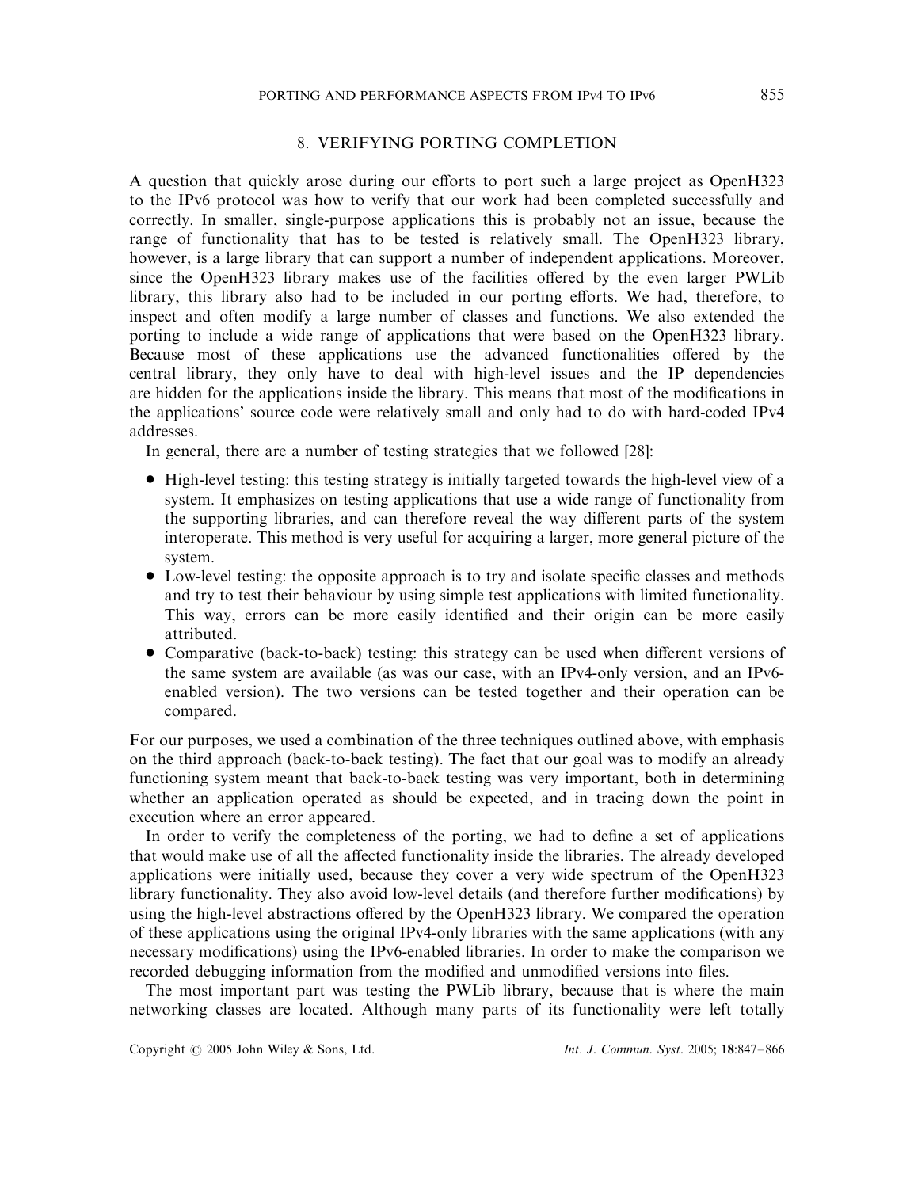## 8. VERIFYING PORTING COMPLETION

A question that quickly arose during our efforts to port such a large project as OpenH323 to the IPv6 protocol was how to verify that our work had been completed successfully and correctly. In smaller, single-purpose applications this is probably not an issue, because the range of functionality that has to be tested is relatively small. The OpenH323 library, however, is a large library that can support a number of independent applications. Moreover, since the OpenH323 library makes use of the facilities offered by the even larger PWLib library, this library also had to be included in our porting efforts. We had, therefore, to inspect and often modify a large number of classes and functions. We also extended the porting to include a wide range of applications that were based on the OpenH323 library. Because most of these applications use the advanced functionalities offered by the central library, they only have to deal with high-level issues and the IP dependencies are hidden for the applications inside the library. This means that most of the modifications in the applications' source code were relatively small and only had to do with hard-coded IPv4 addresses.

In general, there are a number of testing strategies that we followed [28]:

- High-level testing: this testing strategy is initially targeted towards the high-level view of a system. It emphasizes on testing applications that use a wide range of functionality from the supporting libraries, and can therefore reveal the way different parts of the system interoperate. This method is very useful for acquiring a larger, more general picture of the system.
- Low-level testing: the opposite approach is to try and isolate specific classes and methods and try to test their behaviour by using simple test applications with limited functionality. This way, errors can be more easily identified and their origin can be more easily attributed.
- Comparative (back-to-back) testing: this strategy can be used when different versions of the same system are available (as was our case, with an IPv4-only version, and an IPv6-enabled version). The two versions can be tested together and their operation can be compared.

For our purposes, we used a combination of the three techniques outlined above, with emphasis on the third approach (back-to-back testing). The fact that our goal was to modify an already functioning system meant that back-to-back testing was very important, both in determining whether an application operated as should be expected, and in tracing down the point in execution where an error appeared.

In order to verify the completeness of the porting, we had to define a set of applications that would make use of all the affected functionality inside the libraries. The already developed applications were initially used, because they cover a very wide spectrum of the OpenH323 library functionality. They also avoid low-level details (and therefore further modifications) by using the high-level abstractions offered by the OpenH323 library. We compared the operation of these applications using the original IPv4-only libraries with the same applications (with any necessary modifications) using the IPv6-enabled libraries. In order to make the comparison we recorded debugging information from the modified and unmodified versions into files.

The most important part was testing the PWLib library, because that is where the main networking classes are located. Although many parts of its functionality were left totally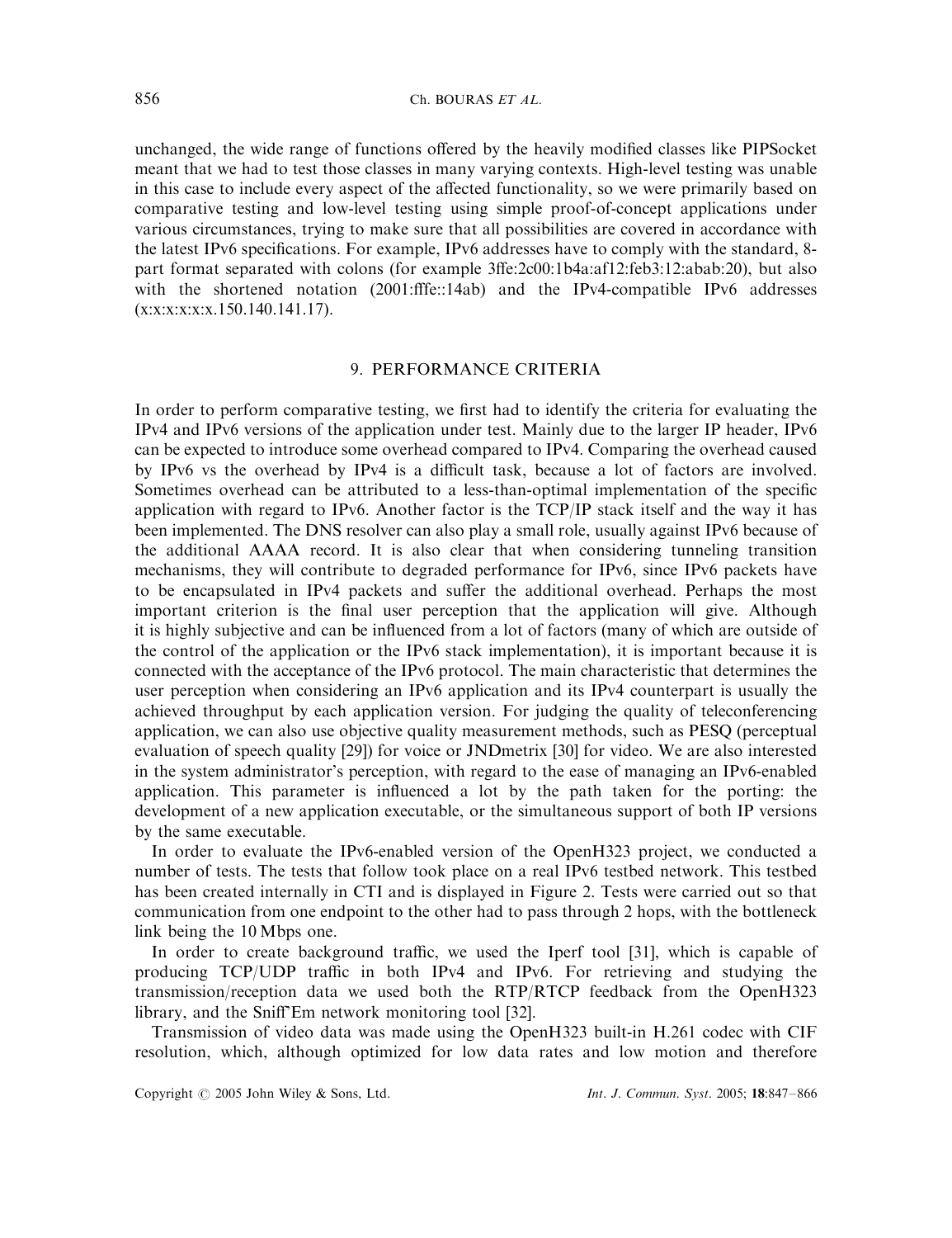unchanged, the wide range of functions offered by the heavily modified classes like PIPSocket meant that we had to test those classes in many varying contexts. High-level testing was unable in this case to include every aspect of the affected functionality, so we were primarily based on comparative testing and low-level testing using simple proof-of-concept applications under various circumstances, trying to make sure that all possibilities are covered in accordance with the latest IPv6 specifications. For example, IPv6 addresses have to comply with the standard, 8-part format separated with colons (for example 3ffe:2c00:1b4a:af12:feb3:12:abab:20), but also with the shortened notation (2001:fffe::14ab) and the IPv4-compatible IPv6 addresses (x:x:x:x:x:x.150.140.141.17).

## 9. PERFORMANCE CRITERIA

In order to perform comparative testing, we first had to identify the criteria for evaluating the IPv4 and IPv6 versions of the application under test. Mainly due to the larger IP header, IPv6 can be expected to introduce some overhead compared to IPv4. Comparing the overhead caused by IPv6 vs the overhead by IPv4 is a difficult task, because a lot of factors are involved. Sometimes overhead can be attributed to a less-than-optimal implementation of the specific application with regard to IPv6. Another factor is the TCP/IP stack itself and the way it has been implemented. The DNS resolver can also play a small role, usually against IPv6 because of the additional AAAA record. It is also clear that when considering tunneling transition mechanisms, they will contribute to degraded performance for IPv6, since IPv6 packets have to be encapsulated in IPv4 packets and suffer the additional overhead. Perhaps the most important criterion is the final user perception that the application will give. Although it is highly subjective and can be influenced from a lot of factors (many of which are outside of the control of the application or the IPv6 stack implementation), it is important because it is connected with the acceptance of the IPv6 protocol. The main characteristic that determines the user perception when considering an IPv6 application and its IPv4 counterpart is usually the achieved throughput by each application version. For judging the quality of teleconferencing application, we can also use objective quality measurement methods, such as PESQ (perceptual evaluation of speech quality [29]) for voice or JNDmetrix [30] for video. We are also interested in the system administrator's perception, with regard to the ease of managing an IPv6-enabled application. This parameter is influenced a lot by the path taken for the porting: the development of a new application executable, or the simultaneous support of both IP versions by the same executable.

In order to evaluate the IPv6-enabled version of the OpenH323 project, we conducted a number of tests. The tests that follow took place on a real IPv6 testbed network. This testbed has been created internally in CTI and is displayed in Figure 2. Tests were carried out so that communication from one endpoint to the other had to pass through 2 hops, with the bottleneck link being the 10 Mbps one.

In order to create background traffic, we used the Iperf tool [31], which is capable of producing TCP/UDP traffic in both IPv4 and IPv6. For retrieving and studying the transmission/reception data we used both the RTP/RTCP feedback from the OpenH323 library, and the Sniff'Em network monitoring tool [32].

Transmission of video data was made using the OpenH323 built-in H.261 codec with CIF resolution, which, although optimized for low data rates and low motion and therefore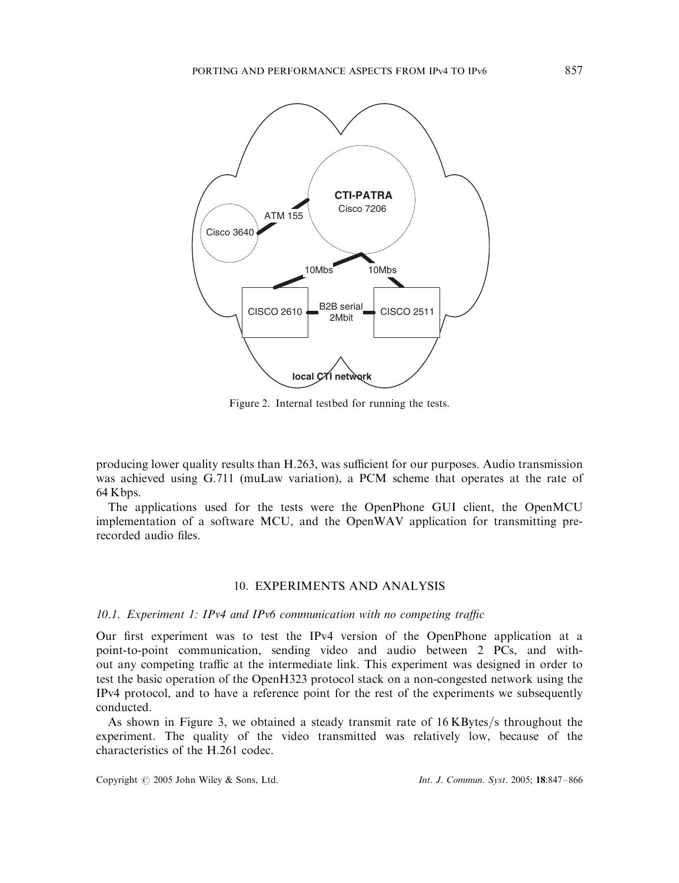Figure 2. Internal testbed for running the tests.

producing lower quality results than H.263, was sufficient for our purposes. Audio transmission was achieved using G.711 (muLaw variation), a PCM scheme that operates at the rate of 64 Kbps.

The applications used for the tests were the OpenPhone GUI client, the OpenMCU implementation of a software MCU, and the OpenWAV application for transmitting pre-recorded audio files.

## 10. EXPERIMENTS AND ANALYSIS

### *10.1. Experiment 1: IPv4 and IPv6 communication with no competing traffic*

Our first experiment was to test the IPv4 version of the OpenPhone application at a point-to-point communication, sending video and audio between 2 PCs, and without any competing traffic at the intermediate link. This experiment was designed in order to test the basic operation of the OpenH323 protocol stack on a non-congested network using the IPv4 protocol, and to have a reference point for the rest of the experiments we subsequently conducted.

As shown in Figure 3, we obtained a steady transmit rate of 16 KBytes/s throughout the experiment. The quality of the video transmitted was relatively low, because of the characteristics of the H.261 codec.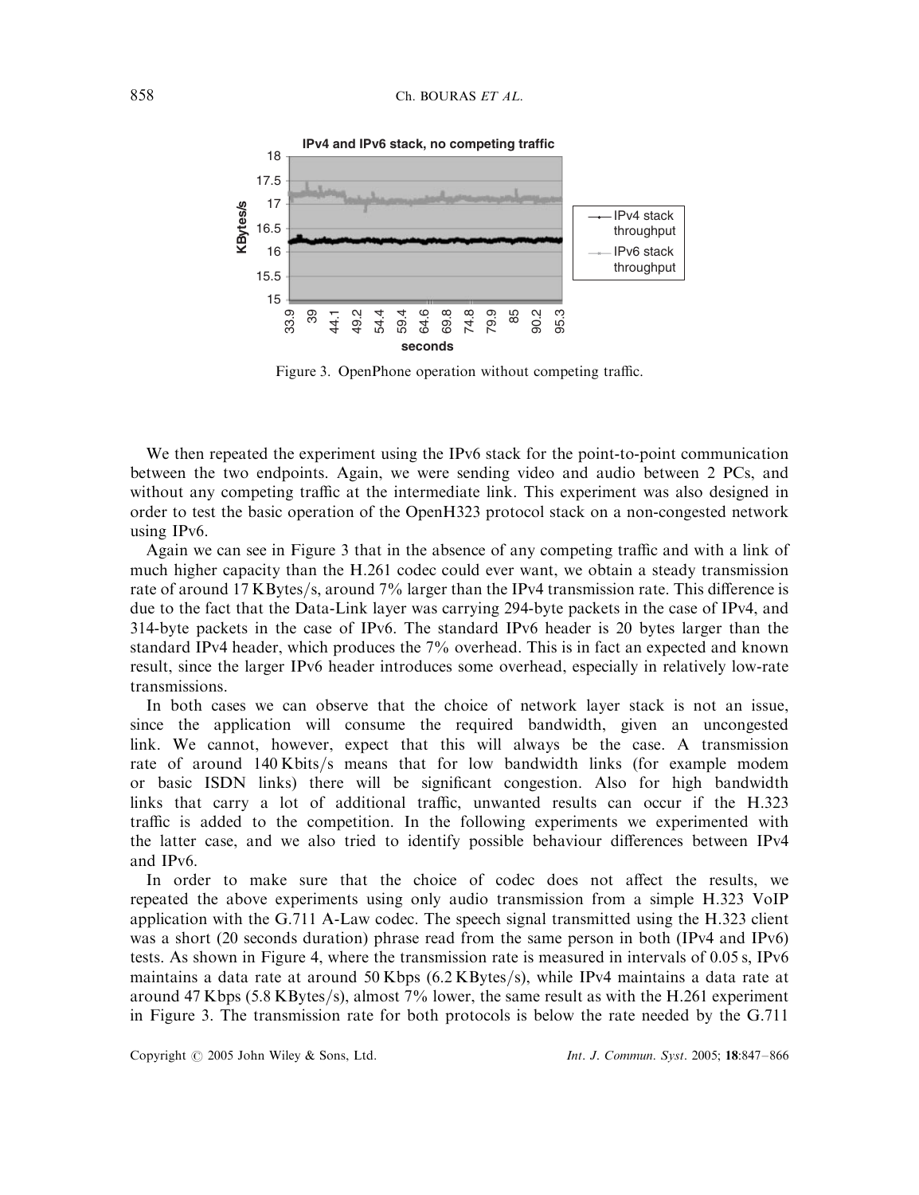Figure 3. OpenPhone operation without competing traffic.

We then repeated the experiment using the IPv6 stack for the point-to-point communication between the two endpoints. Again, we were sending video and audio between 2 PCs, and without any competing traffic at the intermediate link. This experiment was also designed in order to test the basic operation of the OpenH323 protocol stack on a non-congested network using IPv6.

Again we can see in Figure 3 that in the absence of any competing traffic and with a link of much higher capacity than the H.261 codec could ever want, we obtain a steady transmission rate of around 17 KBytes/s, around 7% larger than the IPv4 transmission rate. This difference is due to the fact that the Data-Link layer was carrying 294-byte packets in the case of IPv4, and 314-byte packets in the case of IPv6. The standard IPv6 header is 20 bytes larger than the standard IPv4 header, which produces the 7% overhead. This is in fact an expected and known result, since the larger IPv6 header introduces some overhead, especially in relatively low-rate transmissions.

In both cases we can observe that the choice of network layer stack is not an issue, since the application will consume the required bandwidth, given an uncongested link. We cannot, however, expect that this will always be the case. A transmission rate of around 140 Kbits/s means that for low bandwidth links (for example modem or basic ISDN links) there will be significant congestion. Also for high bandwidth links that carry a lot of additional traffic, unwanted results can occur if the H.323 traffic is added to the competition. In the following experiments we experimented with the latter case, and we also tried to identify possible behaviour differences between IPv4 and IPv6.

In order to make sure that the choice of codec does not affect the results, we repeated the above experiments using only audio transmission from a simple H.323 VoIP application with the G.711 A-Law codec. The speech signal transmitted using the H.323 client was a short (20 seconds duration) phrase read from the same person in both (IPv4 and IPv6) tests. As shown in Figure 4, where the transmission rate is measured in intervals of 0.05 s, IPv6 maintains a data rate at around 50 Kbps (6.2 KBytes/s), while IPv4 maintains a data rate at around 47 Kbps (5.8 KBytes/s), almost 7% lower, the same result as with the H.261 experiment in Figure 3. The transmission rate for both protocols is below the rate needed by the G.711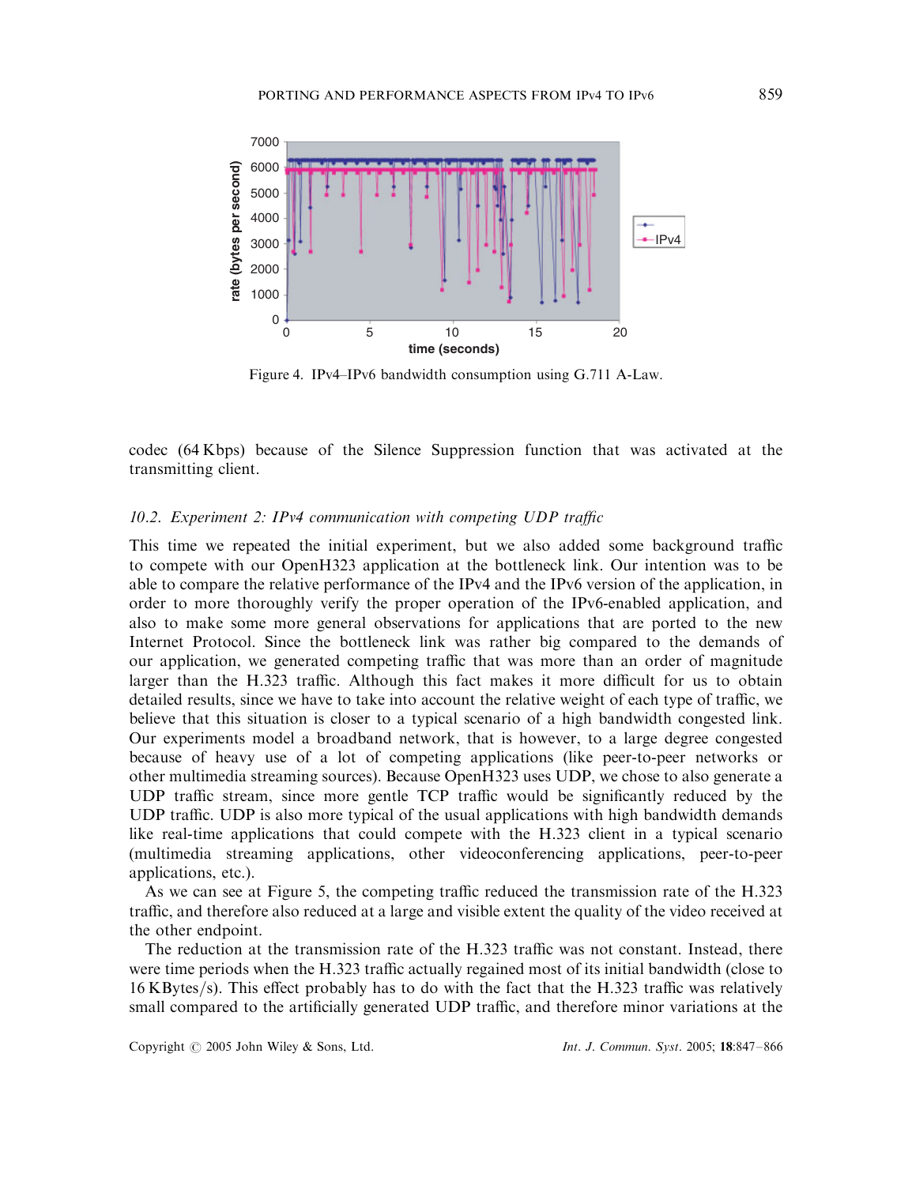Figure 4. IPv4–IPv6 bandwidth consumption using G.711 A-Law.

codec (64 Kbps) because of the Silence Suppression function that was activated at the transmitting client.

### *10.2. Experiment 2: IPv4 communication with competing UDP traffic*

This time we repeated the initial experiment, but we also added some background traffic to compete with our OpenH323 application at the bottleneck link. Our intention was to be able to compare the relative performance of the IPv4 and the IPv6 version of the application, in order to more thoroughly verify the proper operation of the IPv6-enabled application, and also to make some more general observations for applications that are ported to the new Internet Protocol. Since the bottleneck link was rather big compared to the demands of our application, we generated competing traffic that was more than an order of magnitude larger than the H.323 traffic. Although this fact makes it more difficult for us to obtain detailed results, since we have to take into account the relative weight of each type of traffic, we believe that this situation is closer to a typical scenario of a high bandwidth congested link. Our experiments model a broadband network, that is however, to a large degree congested because of heavy use of a lot of competing applications (like peer-to-peer networks or other multimedia streaming sources). Because OpenH323 uses UDP, we chose to also generate a UDP traffic stream, since more gentle TCP traffic would be significantly reduced by the UDP traffic. UDP is also more typical of the usual applications with high bandwidth demands like real-time applications that could compete with the H.323 client in a typical scenario (multimedia streaming applications, other videoconferencing applications, peer-to-peer applications, etc.).

As we can see at Figure 5, the competing traffic reduced the transmission rate of the H.323 traffic, and therefore also reduced at a large and visible extent the quality of the video received at the other endpoint.

The reduction at the transmission rate of the H.323 traffic was not constant. Instead, there were time periods when the H.323 traffic actually regained most of its initial bandwidth (close to 16 KBytes/s). This effect probably has to do with the fact that the H.323 traffic was relatively small compared to the artificially generated UDP traffic, and therefore minor variations at the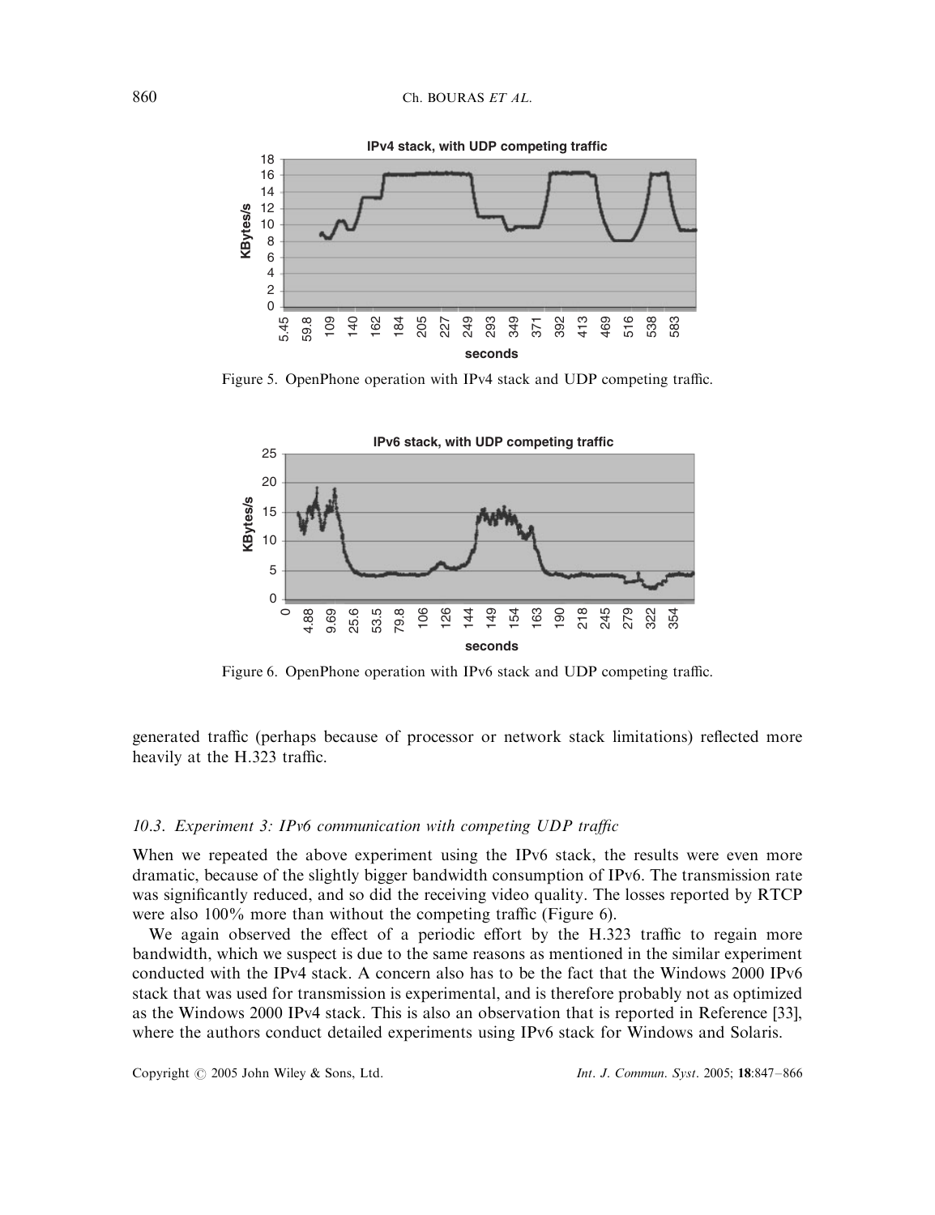Figure 5. OpenPhone operation with IPv4 stack and UDP competing traffic.

Figure 6. OpenPhone operation with IPv6 stack and UDP competing traffic.

generated traffic (perhaps because of processor or network stack limitations) reflected more heavily at the H.323 traffic.

### *10.3. Experiment 3: IPv6 communication with competing UDP traffic*

When we repeated the above experiment using the IPv6 stack, the results were even more dramatic, because of the slightly bigger bandwidth consumption of IPv6. The transmission rate was significantly reduced, and so did the receiving video quality. The losses reported by RTCP were also 100% more than without the competing traffic (Figure 6).

We again observed the effect of a periodic effort by the H.323 traffic to regain more bandwidth, which we suspect is due to the same reasons as mentioned in the similar experiment conducted with the IPv4 stack. A concern also has to be the fact that the Windows 2000 IPv6 stack that was used for transmission is experimental, and is therefore probably not as optimized as the Windows 2000 IPv4 stack. This is also an observation that is reported in Reference [33], where the authors conduct detailed experiments using IPv6 stack for Windows and Solaris.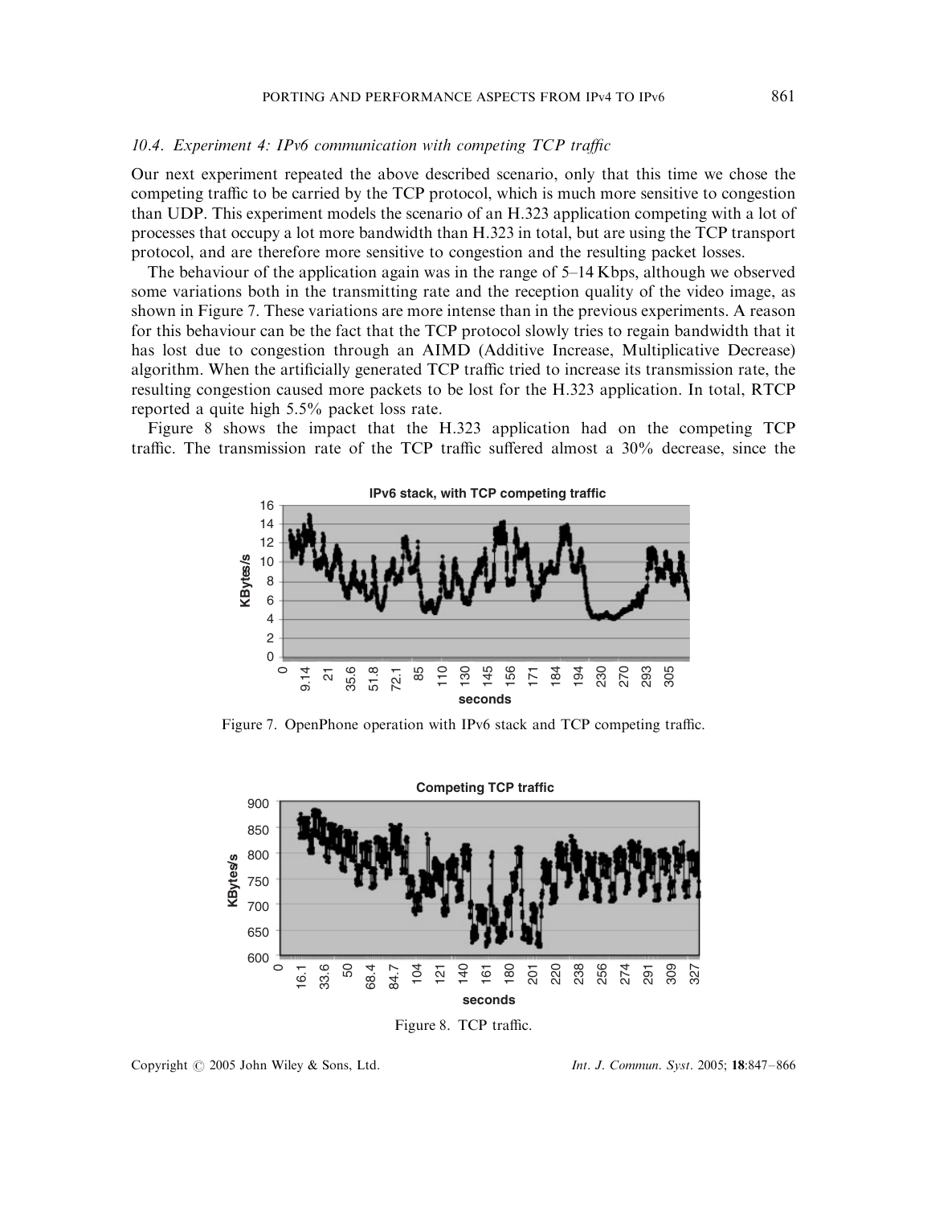### 10.4. Experiment 4: IPv6 communication with competing TCP traffic

Our next experiment repeated the above described scenario, only that this time we chose the competing traffic to be carried by the TCP protocol, which is much more sensitive to congestion than UDP. This experiment models the scenario of an H.323 application competing with a lot of processes that occupy a lot more bandwidth than H.323 in total, but are using the TCP transport protocol, and are therefore more sensitive to congestion and the resulting packet losses.

The behaviour of the application again was in the range of 5–14 Kbps, although we observed some variations both in the transmitting rate and the reception quality of the video image, as shown in Figure 7. These variations are more intense than in the previous experiments. A reason for this behaviour can be the fact that the TCP protocol slowly tries to regain bandwidth that it has lost due to congestion through an AIMD (Additive Increase, Multiplicative Decrease) algorithm. When the artificially generated TCP traffic tried to increase its transmission rate, the resulting congestion caused more packets to be lost for the H.323 application. In total, RTCP reported a quite high 5.5% packet loss rate.

Figure 8 shows the impact that the H.323 application had on the competing TCP traffic. The transmission rate of the TCP traffic suffered almost a 30% decrease, since the

Figure 7. OpenPhone operation with IPv6 stack and TCP competing traffic.

Figure 8. TCP traffic.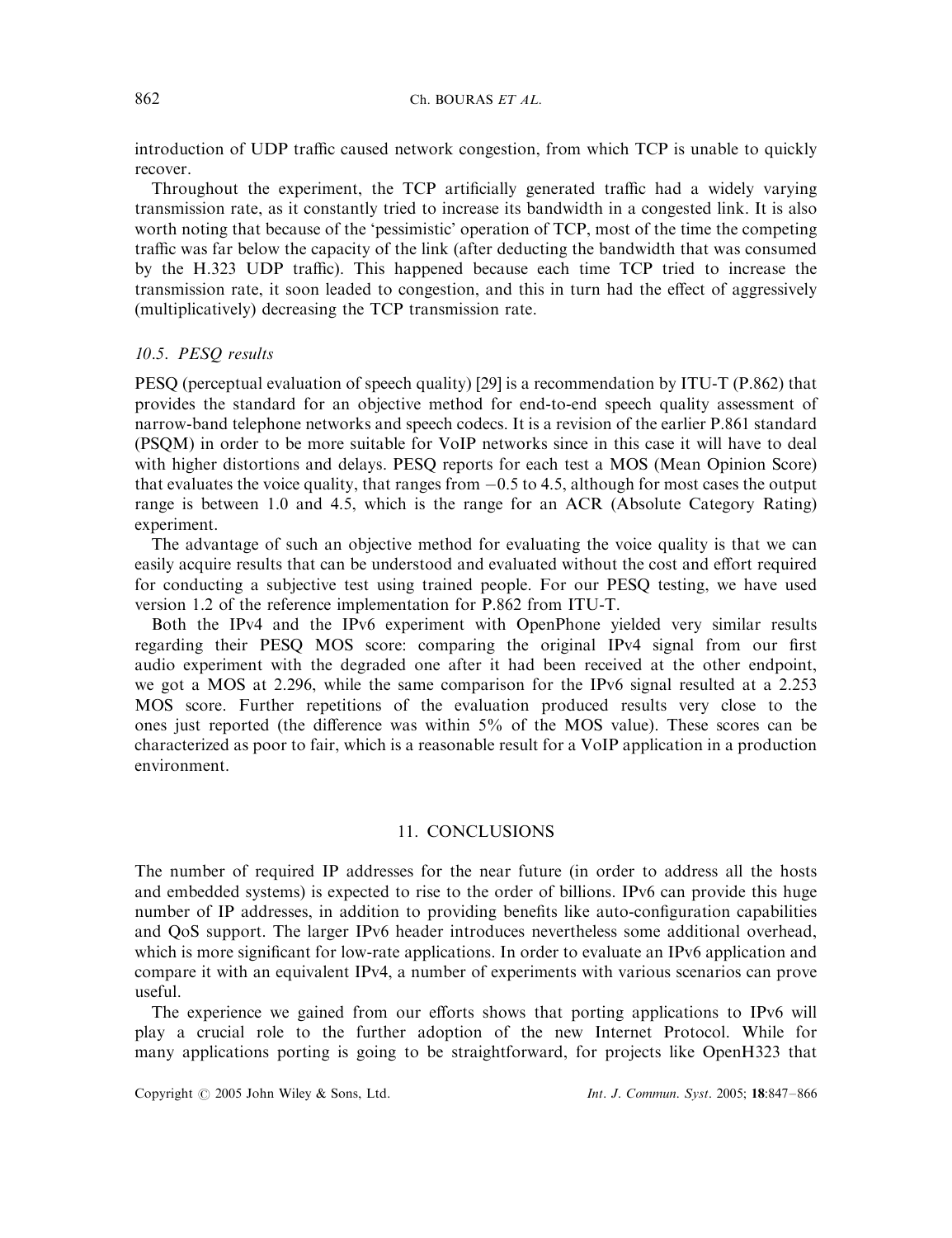introduction of UDP traffic caused network congestion, from which TCP is unable to quickly recover.

Throughout the experiment, the TCP artificially generated traffic had a widely varying transmission rate, as it constantly tried to increase its bandwidth in a congested link. It is also worth noting that because of the 'pessimistic' operation of TCP, most of the time the competing traffic was far below the capacity of the link (after deducting the bandwidth that was consumed by the H.323 UDP traffic). This happened because each time TCP tried to increase the transmission rate, it soon leaded to congestion, and this in turn had the effect of aggressively (multiplicatively) decreasing the TCP transmission rate.

### *10.5. PESQ results*

PESQ (perceptual evaluation of speech quality) [29] is a recommendation by ITU-T (P.862) that provides the standard for an objective method for end-to-end speech quality assessment of narrow-band telephone networks and speech codecs. It is a revision of the earlier P.861 standard (PSQM) in order to be more suitable for VoIP networks since in this case it will have to deal with higher distortions and delays. PESQ reports for each test a MOS (Mean Opinion Score) that evaluates the voice quality, that ranges from $-0.5$ to 4.5, although for most cases the output range is between 1.0 and 4.5, which is the range for an ACR (Absolute Category Rating) experiment.

The advantage of such an objective method for evaluating the voice quality is that we can easily acquire results that can be understood and evaluated without the cost and effort required for conducting a subjective test using trained people. For our PESQ testing, we have used version 1.2 of the reference implementation for P.862 from ITU-T.

Both the IPv4 and the IPv6 experiment with OpenPhone yielded very similar results regarding their PESQ MOS score: comparing the original IPv4 signal from our first audio experiment with the degraded one after it had been received at the other endpoint, we got a MOS at 2.296, while the same comparison for the IPv6 signal resulted at a 2.253 MOS score. Further repetitions of the evaluation produced results very close to the ones just reported (the difference was within 5% of the MOS value). These scores can be characterized as poor to fair, which is a reasonable result for a VoIP application in a production environment.

## 11. CONCLUSIONS

The number of required IP addresses for the near future (in order to address all the hosts and embedded systems) is expected to rise to the order of billions. IPv6 can provide this huge number of IP addresses, in addition to providing benefits like auto-configuration capabilities and QoS support. The larger IPv6 header introduces nevertheless some additional overhead, which is more significant for low-rate applications. In order to evaluate an IPv6 application and compare it with an equivalent IPv4, a number of experiments with various scenarios can prove useful.

The experience we gained from our efforts shows that porting applications to IPv6 will play a crucial role to the further adoption of the new Internet Protocol. While for many applications porting is going to be straightforward, for projects like OpenH323 that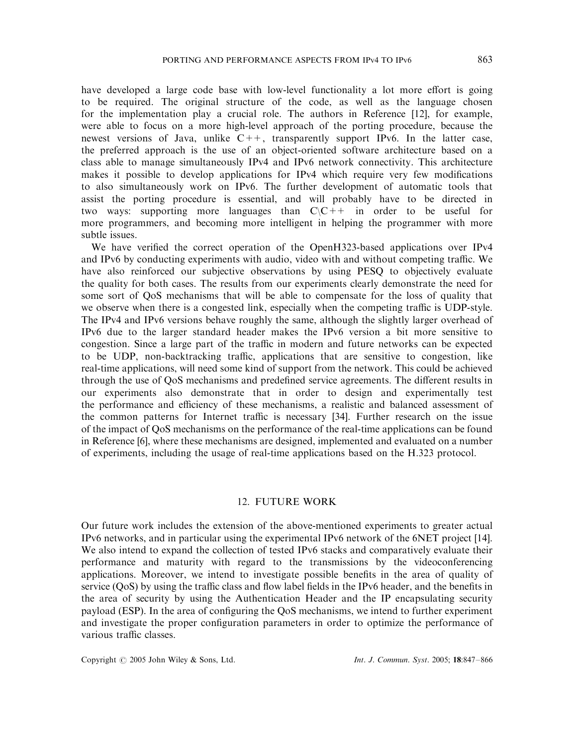have developed a large code base with low-level functionality a lot more effort is going to be required. The original structure of the code, as well as the language chosen for the implementation play a crucial role. The authors in Reference [12], for example, were able to focus on a more high-level approach of the porting procedure, because the newest versions of Java, unlike C++, transparently support IPv6. In the latter case, the preferred approach is the use of an object-oriented software architecture based on a class able to manage simultaneously IPv4 and IPv6 network connectivity. This architecture makes it possible to develop applications for IPv4 which require very few modifications to also simultaneously work on IPv6. The further development of automatic tools that assist the porting procedure is essential, and will probably have to be directed in two ways: supporting more languages than C\C++ in order to be useful for more programmers, and becoming more intelligent in helping the programmer with more subtle issues.

We have verified the correct operation of the OpenH323-based applications over IPv4 and IPv6 by conducting experiments with audio, video with and without competing traffic. We have also reinforced our subjective observations by using PESQ to objectively evaluate the quality for both cases. The results from our experiments clearly demonstrate the need for some sort of QoS mechanisms that will be able to compensate for the loss of quality that we observe when there is a congested link, especially when the competing traffic is UDP-style. The IPv4 and IPv6 versions behave roughly the same, although the slightly larger overhead of IPv6 due to the larger standard header makes the IPv6 version a bit more sensitive to congestion. Since a large part of the traffic in modern and future networks can be expected to be UDP, non-backtracking traffic, applications that are sensitive to congestion, like real-time applications, will need some kind of support from the network. This could be achieved through the use of QoS mechanisms and predefined service agreements. The different results in our experiments also demonstrate that in order to design and experimentally test the performance and efficiency of these mechanisms, a realistic and balanced assessment of the common patterns for Internet traffic is necessary [34]. Further research on the issue of the impact of QoS mechanisms on the performance of the real-time applications can be found in Reference [6], where these mechanisms are designed, implemented and evaluated on a number of experiments, including the usage of real-time applications based on the H.323 protocol.

## 12. FUTURE WORK

Our future work includes the extension of the above-mentioned experiments to greater actual IPv6 networks, and in particular using the experimental IPv6 network of the 6NET project [14]. We also intend to expand the collection of tested IPv6 stacks and comparatively evaluate their performance and maturity with regard to the transmissions by the videoconferencing applications. Moreover, we intend to investigate possible benefits in the area of quality of service (QoS) by using the traffic class and flow label fields in the IPv6 header, and the benefits in the area of security by using the Authentication Header and the IP encapsulating security payload (ESP). In the area of configuring the QoS mechanisms, we intend to further experiment and investigate the proper configuration parameters in order to optimize the performance of various traffic classes.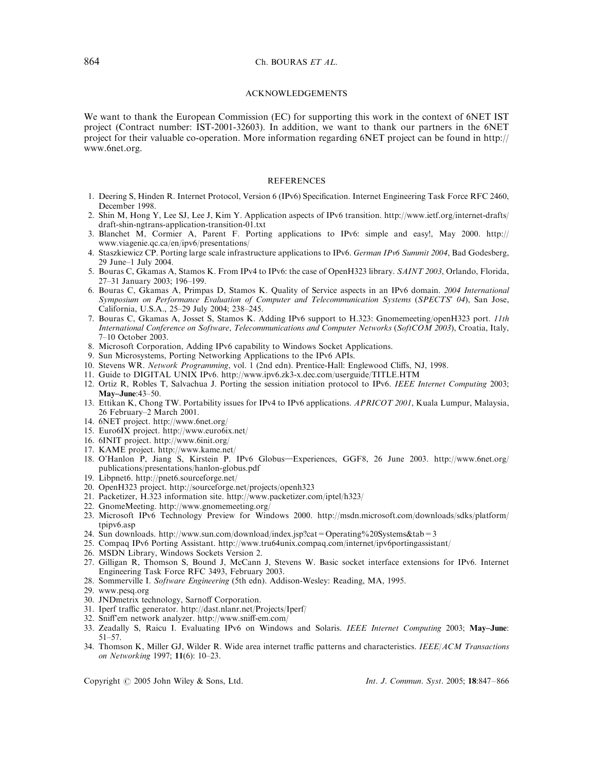## ACKNOWLEDGEMENTS

We want to thank the European Commission (EC) for supporting this work in the context of 6NET IST project (Contract number: IST-2001-32603). In addition, we want to thank our partners in the 6NET project for their valuable co-operation. More information regarding 6NET project can be found in http://www.6net.org.

## REFERENCES

1. Deering S, Hinden R. Internet Protocol, Version 6 (IPv6) Specification. Internet Engineering Task Force RFC 2460, December 1998.
2. Shin M, Hong Y, Lee SJ, Lee J, Kim Y. Application aspects of IPv6 transition. http://www.ietf.org/internet-drafts/draft-shin-ngtrans-application-transition-01.txt
3. Blanchet M, Cormier A, Parent F. Porting applications to IPv6: simple and easy!, May 2000. http://www.viagenie.qc.ca/en/ipv6/presentations/
4. Staszkiewicz CP. Porting large scale infrastructure applications to IPv6. *German IPv6 Summit 2004*, Bad Godesberg, 29 June–1 July 2004.
5. Bouras C, Gkamas A, Stamos K. From IPv4 to IPv6: the case of OpenH323 library. *SAINT 2003*, Orlando, Florida, 27–31 January 2003; 196–199.
6. Bouras C, Gkamas A, Primpas D, Stamos K. Quality of Service aspects in an IPv6 domain. *2004 International Symposium on Performance Evaluation of Computer and Telecommunication Systems* (*SPECTS' 04*), San Jose, California, U.S.A., 25–29 July 2004; 238–245.
7. Bouras C, Gkamas A, Josset S, Stamos K. Adding IPv6 support to H.323: Gnomemeeting/openH323 port. *11th International Conference on Software, Telecommunications and Computer Networks* (*SoftCOM 2003*), Croatia, Italy, 7–10 October 2003.
8. Microsoft Corporation, Adding IPv6 capability to Windows Socket Applications.
9. Sun Microsystems, Porting Networking Applications to the IPv6 APIs.
10. Stevens WR. *Network Programming*, vol. 1 (2nd edn). Prentice-Hall: Englewood Cliffs, NJ, 1998.
11. Guide to DIGITAL UNIX IPv6. http://www.ipv6.zk3-x.dec.com/userguide/TITLE.HTM
12. Ortiz R, Robles T, Salvachua J. Porting the session initiation protocol to IPv6. *IEEE Internet Computing* 2003; **May–June**:43–50.
13. Ettikan K, Chong TW. Portability issues for IPv4 to IPv6 applications. *APRICOT 2001*, Kuala Lumpur, Malaysia, 26 February–2 March 2001.
14. 6NET project. http://www.6net.org/
15. Euro6IX project. http://www.euro6ix.net/
16. 6INIT project. http://www.6init.org/
17. KAME project. http://www.kame.net/
18. O'Hanlon P, Jiang S, Kirstein P. IPv6 Globus—Experiences, GGF8, 26 June 2003. http://www.6net.org/publications/presentations/hanlon-globus.pdf
19. Libpnet6. http://pnet6.sourceforge.net/
20. OpenH323 project. http://sourceforge.net/projects/openh323
21. Packetizer, H.323 information site. http://www.packetizer.com/iptel/h323/
22. GnomeMeeting. http://www.gnomemeeting.org/
23. Microsoft IPv6 Technology Preview for Windows 2000. http://msdn.microsoft.com/downloads/sdks/platform/tpipv6.asp
24. Sun downloads. http://www.sun.com/download/index.jsp?cat=Operating%20Systems&tab=3
25. Compaq IPv6 Porting Assistant. http://www.tru64unix.compaq.com/internet/ipv6portingassistant/
26. MSDN Library, Windows Sockets Version 2.
27. Gilligan R, Thomson S, Bound J, McCann J, Stevens W. Basic socket interface extensions for IPv6. Internet Engineering Task Force RFC 3493, February 2003.
28. Sommerville I. *Software Engineering* (5th edn). Addison-Wesley: Reading, MA, 1995.
29. www.pesq.org
30. JNDmetrix technology, Sarnoff Corporation.
31. Iperf traffic generator. http://dast.nlanr.net/Projects/Iperf/
32. Sniff'em network analyzer. http://www.sniff-em.com/
33. Zeadally S, Raicu I. Evaluating IPv6 on Windows and Solaris. *IEEE Internet Computing* 2003; **May–June**: 51–57.
34. Thomson K, Miller GJ, Wilder R. Wide area internet traffic patterns and characteristics. *IEEE/ACM Transactions on Networking* 1997; **11**(6): 10–23.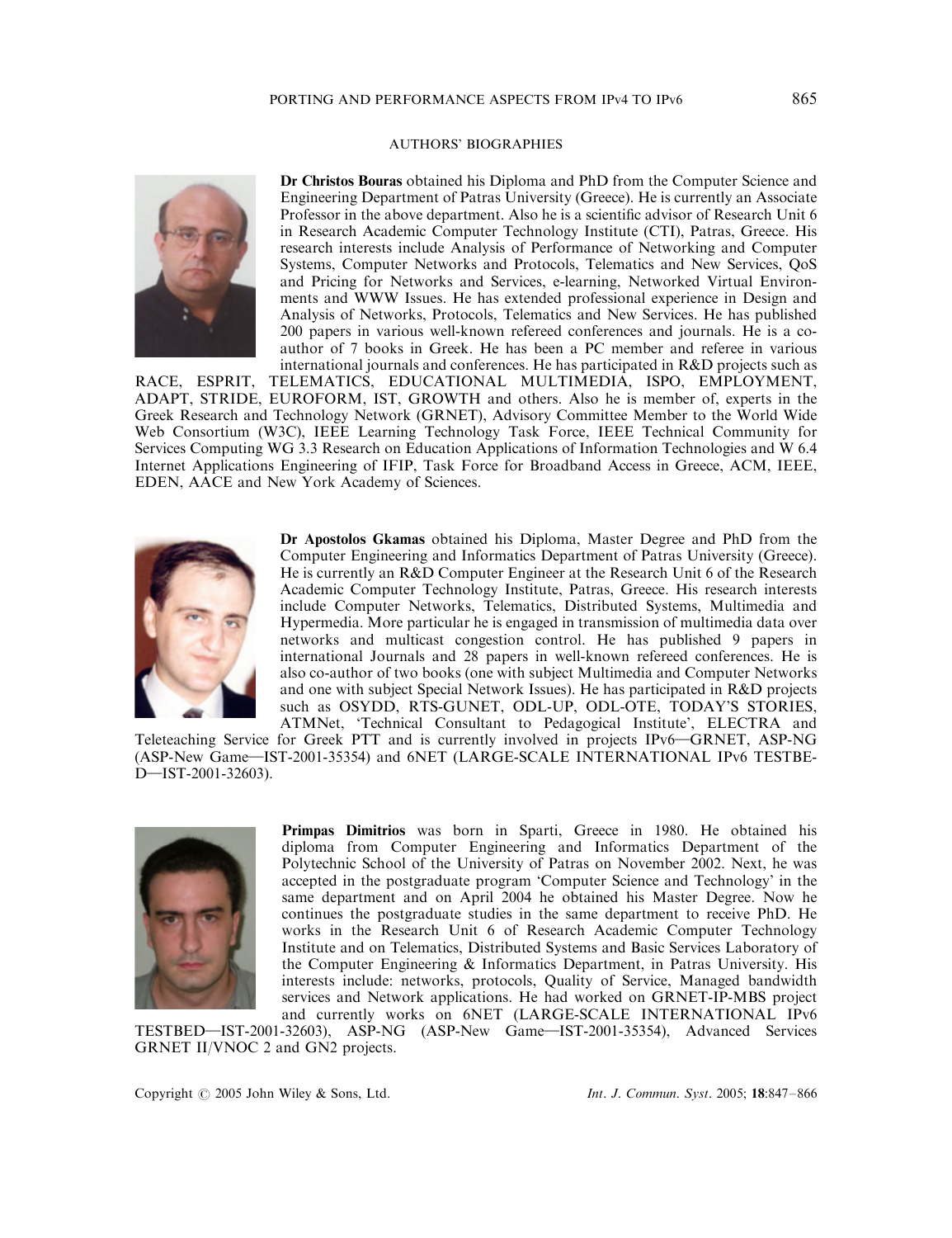## AUTHORS' BIOGRAPHIES

**Dr Christos Bouras** obtained his Diploma and PhD from the Computer Science and Engineering Department of Patras University (Greece). He is currently an Associate Professor in the above department. Also he is a scientific advisor of Research Unit 6 in Research Academic Computer Technology Institute (CTI), Patras, Greece. His research interests include Analysis of Performance of Networking and Computer Systems, Computer Networks and Protocols, Telematics and New Services, QoS and Pricing for Networks and Services, e-learning, Networked Virtual Environments and WWW Issues. He has extended professional experience in Design and Analysis of Networks, Protocols, Telematics and New Services. He has published 200 papers in various well-known refereed conferences and journals. He is a co-author of 7 books in Greek. He has been a PC member and referee in various international journals and conferences. He has participated in R&D projects such as RACE, ESPRIT, TELEMATICS, EDUCATIONAL MULTIMEDIA, ISPO, EMPLOYMENT, ADAPT, STRIDE, EUROFORM, IST, GROWTH and others. Also he is member of, experts in the Greek Research and Technology Network (GRNET), Advisory Committee Member to the World Wide Web Consortium (W3C), IEEE Learning Technology Task Force, IEEE Technical Community for Services Computing WG 3.3 Research on Education Applications of Information Technologies and W 6.4 Internet Applications Engineering of IFIP, Task Force for Broadband Access in Greece, ACM, IEEE, EDEN, AACE and New York Academy of Sciences.

**Dr Apostolos Gkamas** obtained his Diploma, Master Degree and PhD from the Computer Engineering and Informatics Department of Patras University (Greece). He is currently an R&D Computer Engineer at the Research Unit 6 of the Research Academic Computer Technology Institute, Patras, Greece. His research interests include Computer Networks, Telematics, Distributed Systems, Multimedia and Hypermedia. More particular he is engaged in transmission of multimedia data over networks and multicast congestion control. He has published 9 papers in international Journals and 28 papers in well-known refereed conferences. He is also co-author of two books (one with subject Multimedia and Computer Networks and one with subject Special Network Issues). He has participated in R&D projects such as OSYDD, RTS-GUNET, ODL-UP, ODL-OTE, TODAY'S STORIES, ATMNet, 'Technical Consultant to Pedagogical Institute', ELECTRA and Teleteaching Service for Greek PTT and is currently involved in projects IPv6—GRNET, ASP-NG (ASP-New Game—IST-2001-35354) and 6NET (LARGE-SCALE INTERNATIONAL IPv6 TESTBED—IST-2001-32603).

**Primpas Dimitrios** was born in Sparti, Greece in 1980. He obtained his diploma from Computer Engineering and Informatics Department of the Polytechnic School of the University of Patras on November 2002. Next, he was accepted in the postgraduate program 'Computer Science and Technology' in the same department and on April 2004 he obtained his Master Degree. Now he continues the postgraduate studies in the same department to receive PhD. He works in the Research Unit 6 of Research Academic Computer Technology Institute and on Telematics, Distributed Systems and Basic Services Laboratory of the Computer Engineering & Informatics Department, in Patras University. His interests include: networks, protocols, Quality of Service, Managed bandwidth services and Network applications. He had worked on GRNET-IP-MBS project and currently works on 6NET (LARGE-SCALE INTERNATIONAL IPv6 TESTBED—IST-2001-32603), ASP-NG (ASP-New Game—IST-2001-35354), Advanced Services GRNET II/VNOC 2 and GN2 projects.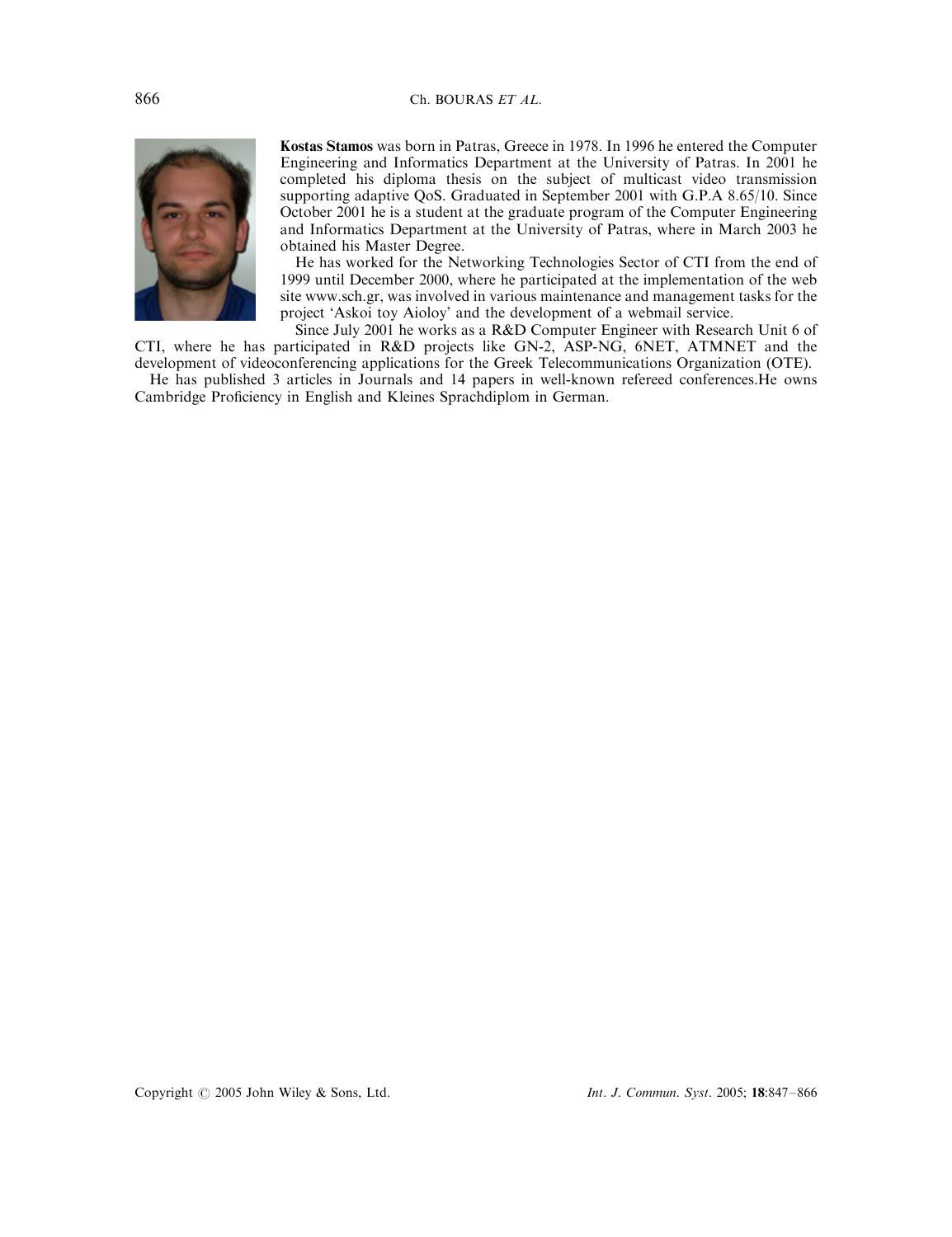**Kostas Stamos** was born in Patras, Greece in 1978. In 1996 he entered the Computer Engineering and Informatics Department at the University of Patras. In 2001 he completed his diploma thesis on the subject of multicast video transmission supporting adaptive QoS. Graduated in September 2001 with G.P.A 8.65/10. Since October 2001 he is a student at the graduate program of the Computer Engineering and Informatics Department at the University of Patras, where in March 2003 he obtained his Master Degree.

He has worked for the Networking Technologies Sector of CTI from the end of 1999 until December 2000, where he participated at the implementation of the web site www.sch.gr, was involved in various maintenance and management tasks for the project 'Askoi toy Aioloy' and the development of a webmail service.

Since July 2001 he works as a R&D Computer Engineer with Research Unit 6 of CTI, where he has participated in R&D projects like GN-2, ASP-NG, 6NET, ATMNET and the development of videoconferencing applications for the Greek Telecommunications Organization (OTE).

He has published 3 articles in Journals and 14 papers in well-known refereed conferences.He owns Cambridge Proficiency in English and Kleines Sprachdiplom in German.